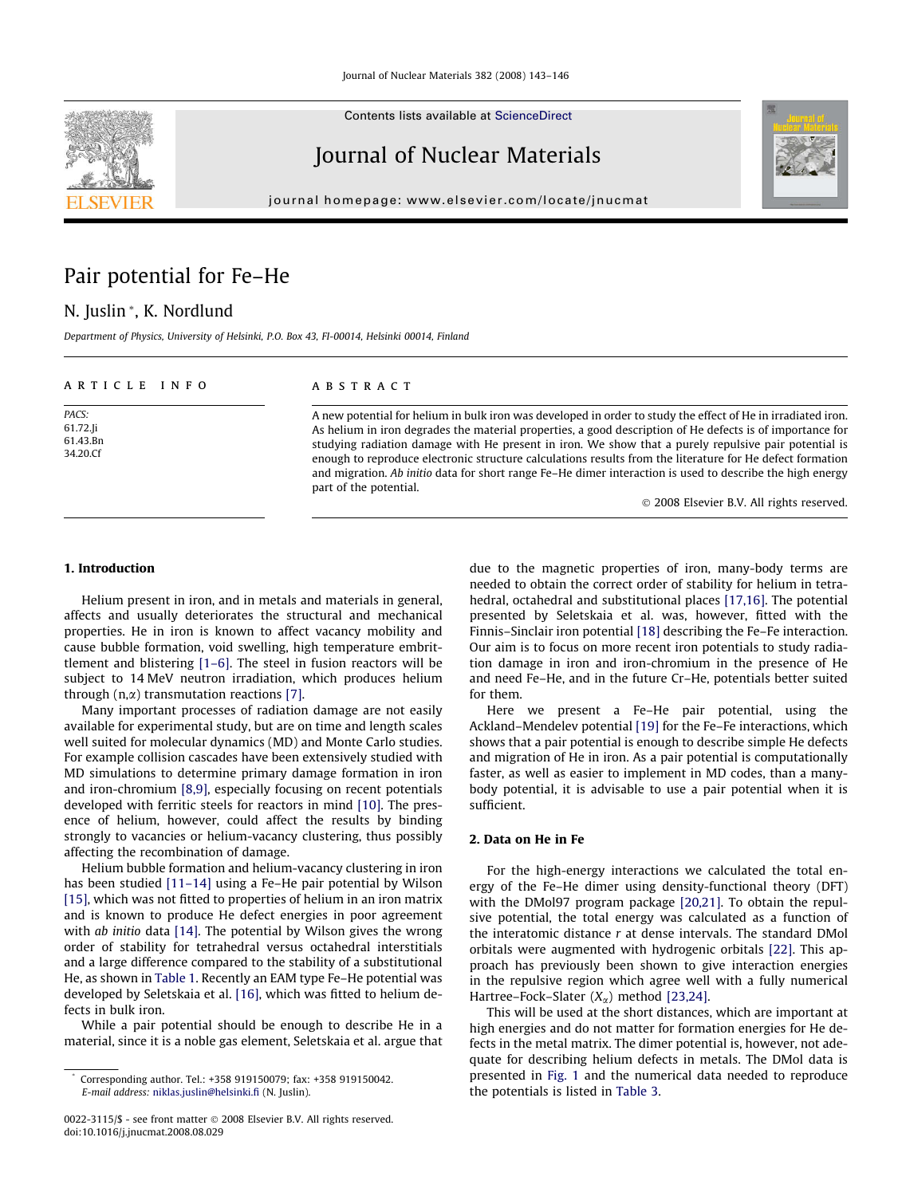# Pair potential for Fe–He

N. Juslin *, K. Nordlund

*Department of Physics, University of Helsinki, P.O. Box 43, FI-00014, Helsinki 00014, Finland*

ARTICLE INFO

PACS:
61.72.Ji
61.43.Bn
34.20.Cf

ABSTRACT

A new potential for helium in bulk iron was developed in order to study the effect of He in irradiated iron. As helium in iron degrades the material properties, a good description of He defects is of importance for studying radiation damage with He present in iron. We show that a purely repulsive pair potential is enough to reproduce electronic structure calculations results from the literature for He defect formation and migration. *Ab initio* data for short range Fe–He dimer interaction is used to describe the high energy part of the potential.

© 2008 Elsevier B.V. All rights reserved.

## 1. Introduction

Helium present in iron, and in metals and materials in general, affects and usually deteriorates the structural and mechanical properties. He in iron is known to affect vacancy mobility and cause bubble formation, void swelling, high temperature embrittlement and blistering [1–6]. The steel in fusion reactors will be subject to 14 MeV neutron irradiation, which produces helium through (n,$\alpha$) transmutation reactions [7].

Many important processes of radiation damage are not easily available for experimental study, but are on time and length scales well suited for molecular dynamics (MD) and Monte Carlo studies. For example collision cascades have been extensively studied with MD simulations to determine primary damage formation in iron and iron-chromium [8,9], especially focusing on recent potentials developed with ferritic steels for reactors in mind [10]. The presence of helium, however, could affect the results by binding strongly to vacancies or helium-vacancy clustering, thus possibly affecting the recombination of damage.

Helium bubble formation and helium-vacancy clustering in iron has been studied [11–14] using a Fe–He pair potential by Wilson [15], which was not fitted to properties of helium in an iron matrix and is known to produce He defect energies in poor agreement with *ab initio* data [14]. The potential by Wilson gives the wrong order of stability for tetrahedral versus octahedral interstitials and a large difference compared to the stability of a substitutional He, as shown in Table 1. Recently an EAM type Fe–He potential was developed by Seletskaia et al. [16], which was fitted to helium defects in bulk iron.

While a pair potential should be enough to describe He in a material, since it is a noble gas element, Seletskaia et al. argue that due to the magnetic properties of iron, many-body terms are needed to obtain the correct order of stability for helium in tetrahedral, octahedral and substitutional places [17,16]. The potential presented by Seletskaia et al. was, however, fitted with the Finnis–Sinclair iron potential [18] describing the Fe–Fe interaction. Our aim is to focus on more recent iron potentials to study radiation damage in iron and iron-chromium in the presence of He and need Fe–He, and in the future Cr–He, potentials better suited for them.

Here we present a Fe–He pair potential, using the Ackland–Mendelev potential [19] for the Fe–Fe interactions, which shows that a pair potential is enough to describe simple He defects and migration of He in iron. As a pair potential is computationally faster, as well as easier to implement in MD codes, than a many-body potential, it is advisable to use a pair potential when it is sufficient.

## 2. Data on He in Fe

For the high-energy interactions we calculated the total energy of the Fe–He dimer using density-functional theory (DFT) with the DMol97 program package [20,21]. To obtain the repulsive potential, the total energy was calculated as a function of the interatomic distance $r$ at dense intervals. The standard DMol orbitals were augmented with hydrogenic orbitals [22]. This approach has previously been shown to give interaction energies in the repulsive region which agree well with a fully numerical Hartree–Fock–Slater ($X_\alpha$) method [23,24].

This will be used at the short distances, which are important at high energies and do not matter for formation energies for He defects in the metal matrix. The dimer potential is, however, not adequate for describing helium defects in metals. The DMol data is presented in Fig. 1 and the numerical data needed to reproduce the potentials is listed in Table 3.

* Corresponding author. Tel.: +358 919150079; fax: +358 919150042.
*E-mail address:* niklas.juslin@helsinki.fi (N. Juslin).

0022-3115/$ - see front matter © 2008 Elsevier B.V. All rights reserved.
doi:10.1016/j.jnucmat.2008.08.029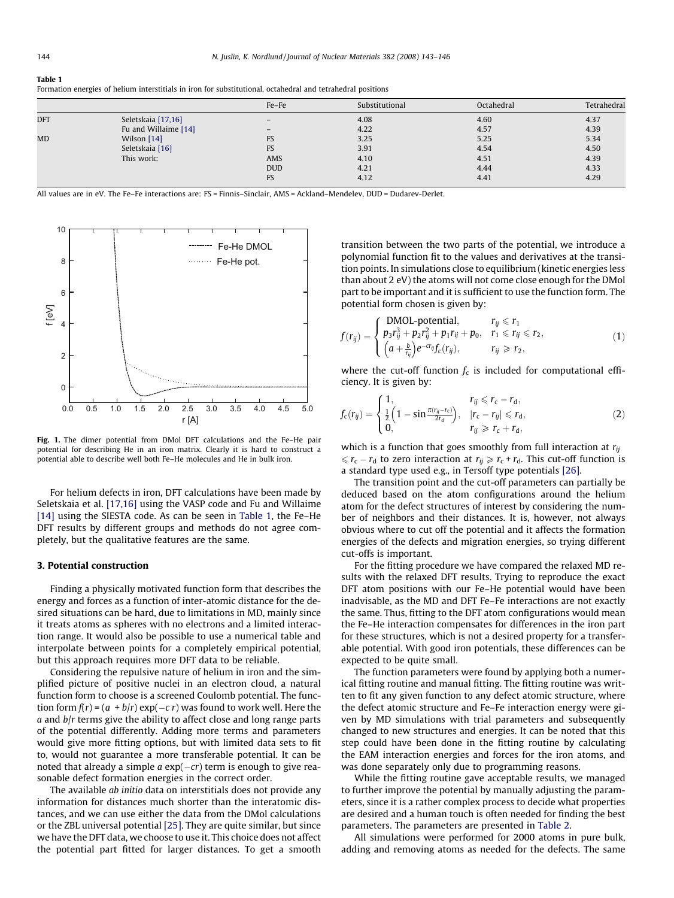**Table 1**
Formation energies of helium interstitials in iron for substitutional, octahedral and tetrahedral positions

| | | Fe–Fe | Substitutional | Octahedral | Tetrahedral |
|---|---|---|---|---|---|
| DFT | Seletskaia [17,16] | – | 4.08 | 4.60 | 4.37 |
| | Fu and Willaime [14] | – | 4.22 | 4.57 | 4.39 |
| MD | Wilson [14] | FS | 3.25 | 5.25 | 5.34 |
| | Seletskaia [16] | FS | 3.91 | 4.54 | 4.50 |
| | This work: | AMS | 4.10 | 4.51 | 4.39 |
| | | DUD | 4.21 | 4.44 | 4.33 |
| | | FS | 4.12 | 4.41 | 4.29 |

All values are in eV. The Fe–Fe interactions are: FS = Finnis–Sinclair, AMS = Ackland–Mendelev, DUD = Dudarev-Derlet.

10
8
6
4
2
0
f [eV]
0.0 0.5 1.0 1.5 2.0 2.5 3.0 3.5 4.0 4.5 5.0
r [A]
Fe-He DMOL
Fe-He pot.

**Fig. 1.** The dimer potential from DMol DFT calculations and the Fe–He pair potential for describing He in an iron matrix. Clearly it is hard to construct a potential able to describe well both Fe–He molecules and He in bulk iron.

For helium defects in iron, DFT calculations have been made by Seletskaia et al. [17,16] using the VASP code and Fu and Willaime [14] using the SIESTA code. As can be seen in Table 1, the Fe–He DFT results by different groups and methods do not agree completely, but the qualitative features are the same.

## 3. Potential construction

Finding a physically motivated function form that describes the energy and forces as a function of inter-atomic distance for the desired situations can be hard, due to limitations in MD, mainly since it treats atoms as spheres with no electrons and a limited interaction range. It would also be possible to use a numerical table and interpolate between points for a completely empirical potential, but this approach requires more DFT data to be reliable.

Considering the repulsive nature of helium in iron and the simplified picture of positive nuclei in an electron cloud, a natural function form to choose is a screened Coulomb potential. The function form $f(r) = (a + b/r)\exp(-c\,r)$ was found to work well. Here the $a$ and $b/r$ terms give the ability to affect close and long range parts of the potential differently. Adding more terms and parameters would give more fitting options, but with limited data sets to fit to, would not guarantee a more transferable potential. It can be noted that already a simple $a\exp(-cr)$ term is enough to give reasonable defect formation energies in the correct order.

The available *ab initio* data on interstitials does not provide any information for distances much shorter than the interatomic distances, and we can use either the data from the DMol calculations or the ZBL universal potential [25]. They are quite similar, but since we have the DFT data, we choose to use it. This choice does not affect the potential part fitted for larger distances. To get a smooth transition between the two parts of the potential, we introduce a polynomial function fit to the values and derivatives at the transition points. In simulations close to equilibrium (kinetic energies less than about 2 eV) the atoms will not come close enough for the DMol part to be important and it is sufficient to use the function form. The potential form chosen is given by:

$$f(r_{ij}) = \begin{cases} \text{DMOL-potential}, & r_{ij} \leqslant r_1 \\ p_3 r_{ij}^3 + p_2 r_{ij}^2 + p_1 r_{ij} + p_0, & r_1 \leqslant r_{ij} \leqslant r_2, \\ \left(a + \frac{b}{r_{ij}}\right) e^{-cr_{ij}} f_c(r_{ij}), & r_{ij} \geqslant r_2, \end{cases} \tag{1}$$

where the cut-off function $f_c$ is included for computational efficiency. It is given by:

$$f_c(r_{ij}) = \begin{cases} 1, & r_{ij} \leqslant r_c - r_d, \\ \frac{1}{2}\left(1 - \sin\frac{\pi(r_{ij} - r_c)}{2r_d}\right), & |r_c - r_{ij}| \leqslant r_d, \\ 0, & r_{ij} \geqslant r_c + r_d, \end{cases} \tag{2}$$

which is a function that goes smoothly from full interaction at $r_{ij} \leqslant r_c - r_d$ to zero interaction at $r_{ij} \geqslant r_c + r_d$. This cut-off function is a standard type used e.g., in Tersoff type potentials [26].

The transition point and the cut-off parameters can partially be deduced based on the atom configurations around the helium atom for the defect structures of interest by considering the number of neighbors and their distances. It is, however, not always obvious where to cut off the potential and it affects the formation energies of the defects and migration energies, so trying different cut-offs is important.

For the fitting procedure we have compared the relaxed MD results with the relaxed DFT results. Trying to reproduce the exact DFT atom positions with our Fe–He potential would have been inadvisable, as the MD and DFT Fe–Fe interactions are not exactly the same. Thus, fitting to the DFT atom configurations would mean the Fe–He interaction compensates for differences in the iron part for these structures, which is not a desired property for a transferable potential. With good iron potentials, these differences can be expected to be quite small.

The function parameters were found by applying both a numerical fitting routine and manual fitting. The fitting routine was written to fit any given function to any defect atomic structure, where the defect atomic structure and Fe–Fe interaction energy were given by MD simulations with trial parameters and subsequently changed to new structures and energies. It can be noted that this step could have been done in the fitting routine by calculating the EAM interaction energies and forces for the iron atoms, and was done separately only due to programming reasons.

While the fitting routine gave acceptable results, we managed to further improve the potential by manually adjusting the parameters, since it is a rather complex process to decide what properties are desired and a human touch is often needed for finding the best parameters. The parameters are presented in Table 2.

All simulations were performed for 2000 atoms in pure bulk, adding and removing atoms as needed for the defects. The same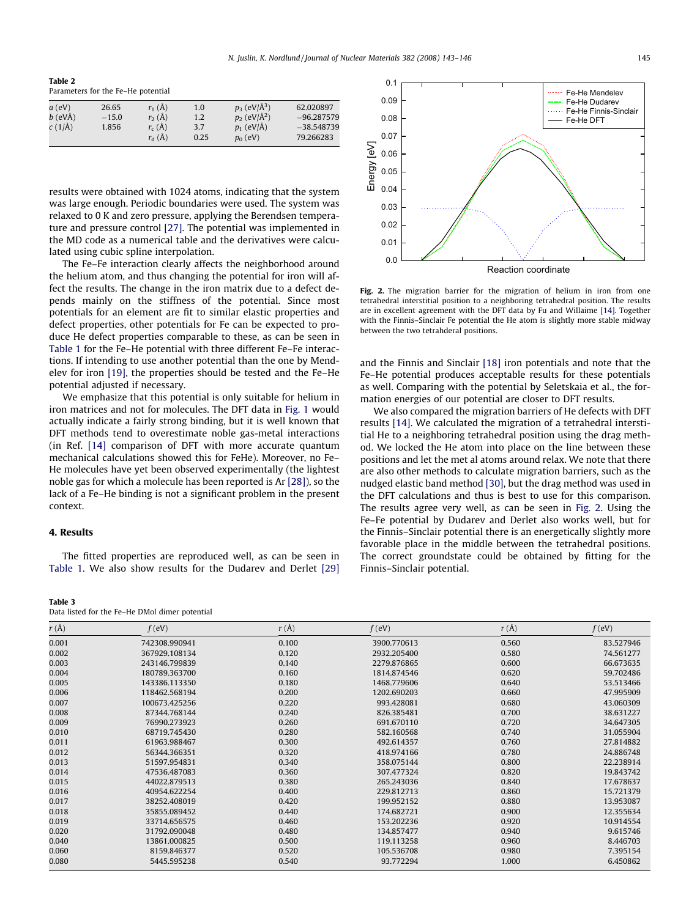**Table 2**
Parameters for the Fe–He potential

| | | | | | |
|---|---|---|---|---|---|
| $a$ (eV) | 26.65 | $r_1$ (Å) | 1.0 | $p_3$ (eV/Å$^3$) | 62.020897 |
| $b$ (eVÅ) | −15.0 | $r_2$ (Å) | 1.2 | $p_2$ (eV/Å$^2$) | −96.287579 |
| $c$ (1/Å) | 1.856 | $r_c$ (Å) | 3.7 | $p_1$ (eV/Å) | −38.548739 |
| | | $r_d$ (Å) | 0.25 | $p_0$ (eV) | 79.266283 |

results were obtained with 1024 atoms, indicating that the system was large enough. Periodic boundaries were used. The system was relaxed to 0 K and zero pressure, applying the Berendsen temperature and pressure control [27]. The potential was implemented in the MD code as a numerical table and the derivatives were calculated using cubic spline interpolation.

The Fe–Fe interaction clearly affects the neighborhood around the helium atom, and thus changing the potential for iron will affect the results. The change in the iron matrix due to a defect depends mainly on the stiffness of the potential. Since most potentials for an element are fit to similar elastic properties and defect properties, other potentials for Fe can be expected to produce He defect properties comparable to these, as can be seen in Table 1 for the Fe–He potential with three different Fe–Fe interactions. If intending to use another potential than the one by Mendelev for iron [19], the properties should be tested and the Fe–He potential adjusted if necessary.

We emphasize that this potential is only suitable for helium in iron matrices and not for molecules. The DFT data in Fig. 1 would actually indicate a fairly strong binding, but it is well known that DFT methods tend to overestimate noble gas-metal interactions (in Ref. [14] comparison of DFT with more accurate quantum mechanical calculations showed this for FeHe). Moreover, no Fe–He molecules have yet been observed experimentally (the lightest noble gas for which a molecule has been reported is Ar [28]), so the lack of a Fe–He binding is not a significant problem in the present context.

## 4. Results

The fitted properties are reproduced well, as can be seen in Table 1. We also show results for the Dudarev and Derlet [29] and the Finnis and Sinclair [18] iron potentials and note that the Fe–He potential produces acceptable results for these potentials as well. Comparing with the potential by Seletskaia et al., the formation energies of our potential are closer to DFT results.

We also compared the migration barriers of He defects with DFT results [14]. We calculated the migration of a tetrahedral interstitial He to a neighboring tetrahedral position using the drag method. We locked the He atom into place on the line between these positions and let the met al atoms around relax. We note that there are also other methods to calculate migration barriers, such as the nudged elastic band method [30], but the drag method was used in the DFT calculations and thus is best to use for this comparison. The results agree very well, as can be seen in Fig. 2. Using the Fe–Fe potential by Dudarev and Derlet also works well, but for the Finnis–Sinclair potential there is an energetically slightly more favorable place in the middle between the tetrahedral positions. The correct groundstate could be obtained by fitting for the Finnis–Sinclair potential.

**Fig. 2.** The migration barrier for the migration of helium in iron from one tetrahedral interstitial position to a neighboring tetrahedral position. The results are in excellent agreement with the DFT data by Fu and Willaime [14]. Together with the Finnis–Sinclair Fe potential the He atom is slightly more stable midway between the two tetrahderal positions.

**Table 3**
Data listed for the Fe–He DMol dimer potential

| $r$ (Å) | $f$ (eV) | $r$ (Å) | $f$ (eV) | $r$ (Å) | $f$ (eV) |
|---|---|---|---|---|---|
| 0.001 | 742308.990941 | 0.100 | 3900.770613 | 0.560 | 83.527946 |
| 0.002 | 367929.108134 | 0.120 | 2932.205400 | 0.580 | 74.561277 |
| 0.003 | 243146.799839 | 0.140 | 2279.876865 | 0.600 | 66.673635 |
| 0.004 | 180789.363700 | 0.160 | 1814.874546 | 0.620 | 59.702486 |
| 0.005 | 143386.113350 | 0.180 | 1468.779606 | 0.640 | 53.513466 |
| 0.006 | 118462.568194 | 0.200 | 1202.690203 | 0.660 | 47.995909 |
| 0.007 | 100673.425256 | 0.220 | 993.428081 | 0.680 | 43.060309 |
| 0.008 | 87344.768144 | 0.240 | 826.385481 | 0.700 | 38.631227 |
| 0.009 | 76990.273923 | 0.260 | 691.670110 | 0.720 | 34.647305 |
| 0.010 | 68719.745430 | 0.280 | 582.160568 | 0.740 | 31.055904 |
| 0.011 | 61963.988467 | 0.300 | 492.614357 | 0.760 | 27.814882 |
| 0.012 | 56344.366351 | 0.320 | 418.974166 | 0.780 | 24.886748 |
| 0.013 | 51597.954831 | 0.340 | 358.075144 | 0.800 | 22.238914 |
| 0.014 | 47536.487083 | 0.360 | 307.477324 | 0.820 | 19.843742 |
| 0.015 | 44022.879513 | 0.380 | 265.243036 | 0.840 | 17.678637 |
| 0.016 | 40954.622254 | 0.400 | 229.812713 | 0.860 | 15.721379 |
| 0.017 | 38252.408019 | 0.420 | 199.952152 | 0.880 | 13.953087 |
| 0.018 | 35855.089452 | 0.440 | 174.682721 | 0.900 | 12.355634 |
| 0.019 | 33714.656575 | 0.460 | 153.202236 | 0.920 | 10.914554 |
| 0.020 | 31792.090048 | 0.480 | 134.857477 | 0.940 | 9.615746 |
| 0.040 | 13861.000825 | 0.500 | 119.113258 | 0.960 | 8.446703 |
| 0.060 | 8159.846377 | 0.520 | 105.536708 | 0.980 | 7.395154 |
| 0.080 | 5445.595238 | 0.540 | 93.772294 | 1.000 | 6.450862 |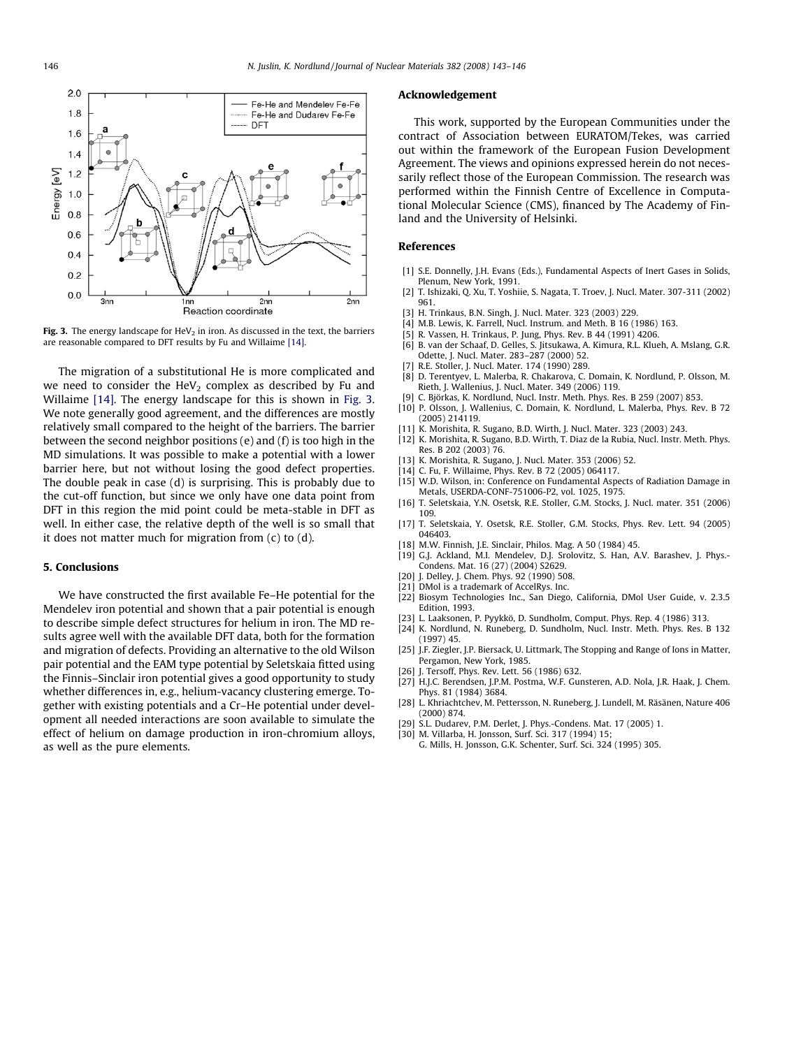2.0
1.8
1.6
1.4
1.2
1.0
0.8
0.6
0.4
0.2
0.0

Energy [eV]

Fe-He and Mendelev Fe-Fe
Fe-He and Dudarev Fe-Fe
DFT

a
b
c
d
e
f

3nn
1nn
2nn
2nn

Reaction coordinate

**Fig. 3.** The energy landscape for $HeV_2$ in iron. As discussed in the text, the barriers are reasonable compared to DFT results by Fu and Willaime [14].

The migration of a substitutional He is more complicated and we need to consider the $HeV_2$ complex as described by Fu and Willaime [14]. The energy landscape for this is shown in Fig. 3. We note generally good agreement, and the differences are mostly relatively small compared to the height of the barriers. The barrier between the second neighbor positions (e) and (f) is too high in the MD simulations. It was possible to make a potential with a lower barrier here, but not without losing the good defect properties. The double peak in case (d) is surprising. This is probably due to the cut-off function, but since we only have one data point from DFT in this region the mid point could be meta-stable in DFT as well. In either case, the relative depth of the well is so small that it does not matter much for migration from (c) to (d).

## 5. Conclusions

We have constructed the first available Fe–He potential for the Mendelev iron potential and shown that a pair potential is enough to describe simple defect structures for helium in iron. The MD results agree well with the available DFT data, both for the formation and migration of defects. Providing an alternative to the old Wilson pair potential and the EAM type potential by Seletskaia fitted using the Finnis–Sinclair iron potential gives a good opportunity to study whether differences in, e.g., helium-vacancy clustering emerge. Together with existing potentials and a Cr–He potential under development all needed interactions are soon available to simulate the effect of helium on damage production in iron-chromium alloys, as well as the pure elements.

## Acknowledgement

This work, supported by the European Communities under the contract of Association between EURATOM/Tekes, was carried out within the framework of the European Fusion Development Agreement. The views and opinions expressed herein do not necessarily reflect those of the European Commission. The research was performed within the Finnish Centre of Excellence in Computational Molecular Science (CMS), financed by The Academy of Finland and the University of Helsinki.

## References

[1] S.E. Donnelly, J.H. Evans (Eds.), Fundamental Aspects of Inert Gases in Solids, Plenum, New York, 1991.
[2] T. Ishizaki, Q. Xu, T. Yoshiie, S. Nagata, T. Troev, J. Nucl. Mater. 307-311 (2002) 961.
[3] H. Trinkaus, B.N. Singh, J. Nucl. Mater. 323 (2003) 229.
[4] M.B. Lewis, K. Farrell, Nucl. Instrum. and Meth. B 16 (1986) 163.
[5] R. Vassen, H. Trinkaus, P. Jung, Phys. Rev. B 44 (1991) 4206.
[6] B. van der Schaaf, D. Gelles, S. Jitsukawa, A. Kimura, R.L. Klueh, A. Mslang, G.R. Odette, J. Nucl. Mater. 283–287 (2000) 52.
[7] R.E. Stoller, J. Nucl. Mater. 174 (1990) 289.
[8] D. Terentyev, L. Malerba, R. Chakarova, C. Domain, K. Nordlund, P. Olsson, M. Rieth, J. Wallenius, J. Nucl. Mater. 349 (2006) 119.
[9] C. Björkas, K. Nordlund, Nucl. Instr. Meth. Phys. Res. B 259 (2007) 853.
[10] P. Olsson, J. Wallenius, C. Domain, K. Nordlund, L. Malerba, Phys. Rev. B 72 (2005) 214119.
[11] K. Morishita, R. Sugano, B.D. Wirth, J. Nucl. Mater. 323 (2003) 243.
[12] K. Morishita, R. Sugano, B.D. Wirth, T. Diaz de la Rubia, Nucl. Instr. Meth. Phys. Res. B 202 (2003) 76.
[13] K. Morishita, R. Sugano, J. Nucl. Mater. 353 (2006) 52.
[14] C. Fu, F. Willaime, Phys. Rev. B 72 (2005) 064117.
[15] W.D. Wilson, in: Conference on Fundamental Aspects of Radiation Damage in Metals, USERDA-CONF-751006-P2, vol. 1025, 1975.
[16] T. Seletskaia, Y.N. Osetsk, R.E. Stoller, G.M. Stocks, J. Nucl. mater. 351 (2006) 109.
[17] T. Seletskaia, Y. Osetsk, R.E. Stoller, G.M. Stocks, Phys. Rev. Lett. 94 (2005) 046403.
[18] M.W. Finnish, J.E. Sinclair, Philos. Mag. A 50 (1984) 45.
[19] G.J. Ackland, M.I. Mendelev, D.J. Srolovitz, S. Han, A.V. Barashev, J. Phys.-Condens. Mat. 16 (27) (2004) S2629.
[20] J. Delley, J. Chem. Phys. 92 (1990) 508.
[21] DMol is a trademark of AccelRys. Inc.
[22] Biosym Technologies Inc., San Diego, California, DMol User Guide, v. 2.3.5 Edition, 1993.
[23] L. Laaksonen, P. Pyykkö, D. Sundholm, Comput. Phys. Rep. 4 (1986) 313.
[24] K. Nordlund, N. Runeberg, D. Sundholm, Nucl. Instr. Meth. Phys. Res. B 132 (1997) 45.
[25] J.F. Ziegler, J.P. Biersack, U. Littmark, The Stopping and Range of Ions in Matter, Pergamon, New York, 1985.
[26] J. Tersoff, Phys. Rev. Lett. 56 (1986) 632.
[27] H.J.C. Berendsen, J.P.M. Postma, W.F. Gunsteren, A.D. Nola, J.R. Haak, J. Chem. Phys. 81 (1984) 3684.
[28] L. Khriachtchev, M. Pettersson, N. Runeberg, J. Lundell, M. Räsänen, Nature 406 (2000) 874.
[29] S.L. Dudarev, P.M. Derlet, J. Phys.-Condens. Mat. 17 (2005) 1.
[30] M. Villarba, H. Jonsson, Surf. Sci. 317 (1994) 15;
G. Mills, H. Jonsson, G.K. Schenter, Surf. Sci. 324 (1995) 305.